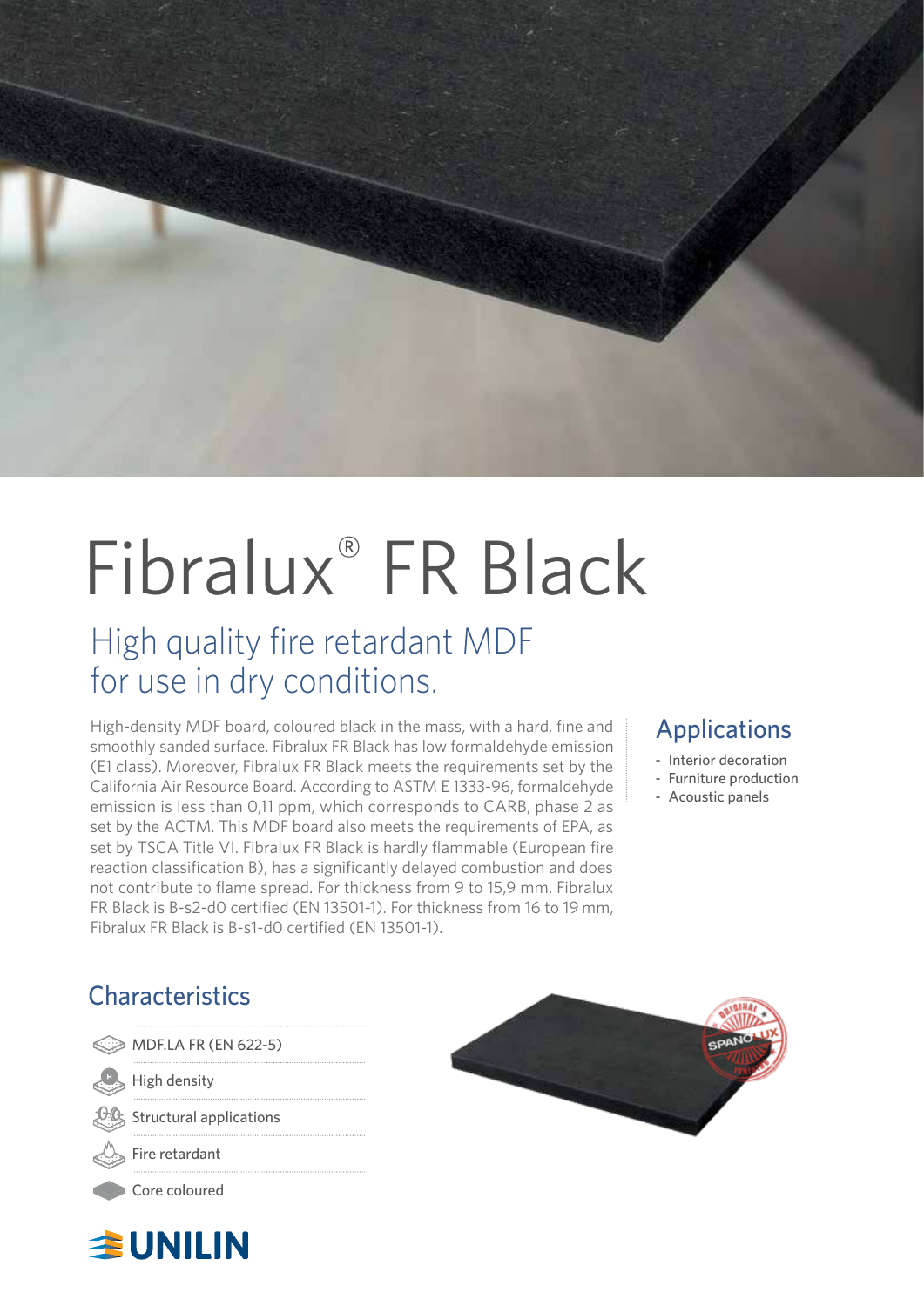# Fibralux® FR Black

## High quality fire retardant MDF for use in dry conditions.

High-density MDF board, coloured black in the mass, with a hard, fine and smoothly sanded surface. Fibralux FR Black has low formaldehyde emission (E1 class). Moreover, Fibralux FR Black meets the requirements set by the California Air Resource Board. According to ASTM E 1333-96, formaldehyde emission is less than 0,11 ppm, which corresponds to CARB, phase 2 as set by the ACTM. This MDF board also meets the requirements of EPA, as set by TSCA Title VI. Fibralux FR Black is hardly flammable (European fire reaction classification B), has a significantly delayed combustion and does not contribute to flame spread. For thickness from 9 to 15,9 mm, Fibralux FR Black is B-s2-d0 certified (EN 13501-1). For thickness from 16 to 19 mm, Fibralux FR Black is B-s1-d0 certified (EN 13501-1).

## Applications

- Interior decoration
- Furniture production
- Acoustic panels

## Characteristics

- MDF.LA FR (EN 622-5)
- High density
- Structural applications
- Fire retardant
- Core coloured

UNILIN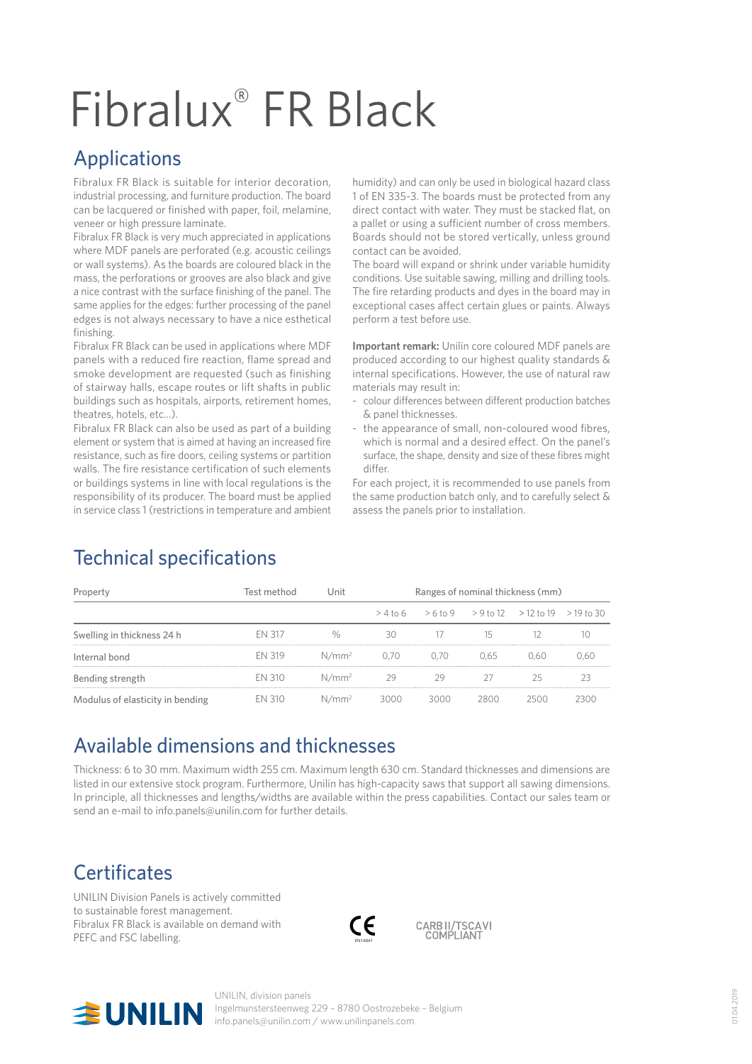# Fibralux® FR Black

## Applications

Fibralux FR Black is suitable for interior decoration, industrial processing, and furniture production. The board can be lacquered or finished with paper, foil, melamine, veneer or high pressure laminate.

Fibralux FR Black is very much appreciated in applications where MDF panels are perforated (e.g. acoustic ceilings or wall systems). As the boards are coloured black in the mass, the perforations or grooves are also black and give a nice contrast with the surface finishing of the panel. The same applies for the edges: further processing of the panel edges is not always necessary to have a nice esthetical finishing.

Fibralux FR Black can be used in applications where MDF panels with a reduced fire reaction, flame spread and smoke development are requested (such as finishing of stairway halls, escape routes or lift shafts in public buildings such as hospitals, airports, retirement homes, theatres, hotels, etc...).

Fibralux FR Black can also be used as part of a building element or system that is aimed at having an increased fire resistance, such as fire doors, ceiling systems or partition walls. The fire resistance certification of such elements or buildings systems in line with local regulations is the responsibility of its producer. The board must be applied in service class 1 (restrictions in temperature and ambient humidity) and can only be used in biological hazard class 1 of EN 335-3. The boards must be protected from any direct contact with water. They must be stacked flat, on a pallet or using a sufficient number of cross members. Boards should not be stored vertically, unless ground contact can be avoided.

The board will expand or shrink under variable humidity conditions. Use suitable sawing, milling and drilling tools. The fire retarding products and dyes in the board may in exceptional cases affect certain glues or paints. Always perform a test before use.

**Important remark:** Unilin core coloured MDF panels are produced according to our highest quality standards & internal specifications. However, the use of natural raw materials may result in:

- colour differences between different production batches & panel thicknesses.
- the appearance of small, non-coloured wood fibres, which is normal and a desired effect. On the panel's surface, the shape, density and size of these fibres might differ.

For each project, it is recommended to use panels from the same production batch only, and to carefully select & assess the panels prior to installation.

## Technical specifications

| Property | Test method | Unit | Ranges of nominal thickness (mm) | | | | |
|---|---|---|---|---|---|---|---|
| | | | > 4 to 6 | > 6 to 9 | > 9 to 12 | > 12 to 19 | > 19 to 30 |
| Swelling in thickness 24 h | EN 317 | % | 30 | 17 | 15 | 12 | 10 |
| Internal bond | EN 319 | N/mm² | 0,70 | 0,70 | 0,65 | 0,60 | 0,60 |
| Bending strength | EN 310 | N/mm² | 29 | 29 | 27 | 25 | 23 |
| Modulus of elasticity in bending | EN 310 | N/mm² | 3000 | 3000 | 2800 | 2500 | 2300 |

## Available dimensions and thicknesses

Thickness: 6 to 30 mm. Maximum width 255 cm. Maximum length 630 cm. Standard thicknesses and dimensions are listed in our extensive stock program. Furthermore, Unilin has high-capacity saws that support all sawing dimensions. In principle, all thicknesses and lengths/widths are available within the press capabilities. Contact our sales team or send an e-mail to info.panels@unilin.com for further details.

## Certificates

UNILIN Division Panels is actively committed to sustainable forest management.
Fibralux FR Black is available on demand with PEFC and FSC labelling.

CE EN14041

CARB II/TSCA VI COMPLIANT

UNILIN, division panels
Ingelmunstersteenweg 229 – 8780 Oostrozebeke – Belgium
info.panels@unilin.com / www.unilinpanels.com

01.04.2019